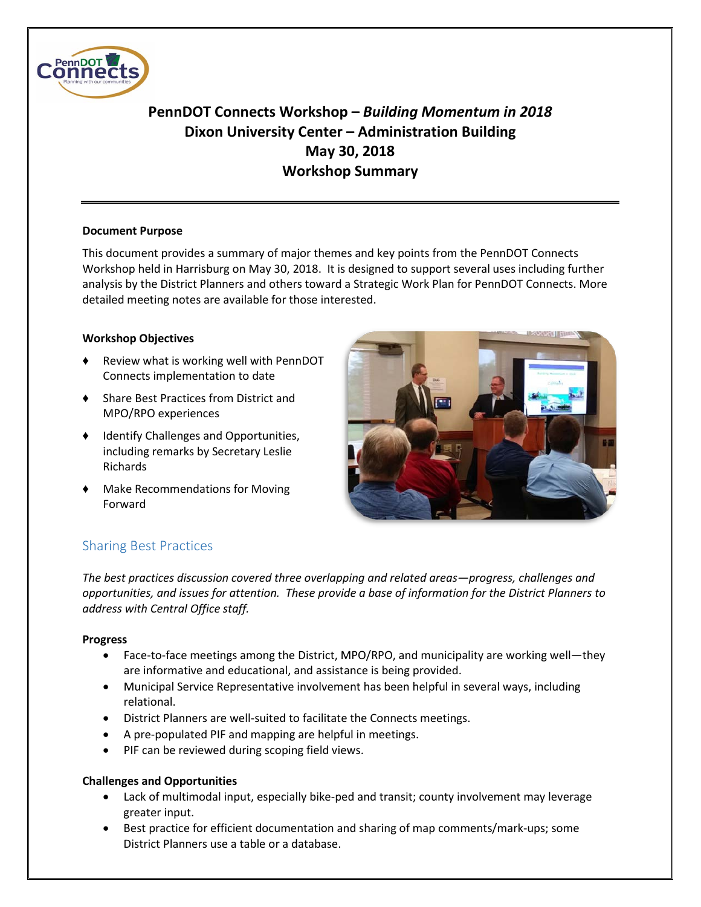# PennDOT Connects Workshop – *Building Momentum in 2018*
## Dixon University Center – Administration Building
## May 30, 2018
## Workshop Summary

**Document Purpose**

This document provides a summary of major themes and key points from the PennDOT Connects Workshop held in Harrisburg on May 30, 2018. It is designed to support several uses including further analysis by the District Planners and others toward a Strategic Work Plan for PennDOT Connects. More detailed meeting notes are available for those interested.

**Workshop Objectives**

- Review what is working well with PennDOT Connects implementation to date
- Share Best Practices from District and MPO/RPO experiences
- Identify Challenges and Opportunities, including remarks by Secretary Leslie Richards
- Make Recommendations for Moving Forward

## Sharing Best Practices

*The best practices discussion covered three overlapping and related areas—progress, challenges and opportunities, and issues for attention. These provide a base of information for the District Planners to address with Central Office staff.*

**Progress**

- Face-to-face meetings among the District, MPO/RPO, and municipality are working well—they are informative and educational, and assistance is being provided.
- Municipal Service Representative involvement has been helpful in several ways, including relational.
- District Planners are well-suited to facilitate the Connects meetings.
- A pre-populated PIF and mapping are helpful in meetings.
- PIF can be reviewed during scoping field views.

**Challenges and Opportunities**

- Lack of multimodal input, especially bike-ped and transit; county involvement may leverage greater input.
- Best practice for efficient documentation and sharing of map comments/mark-ups; some District Planners use a table or a database.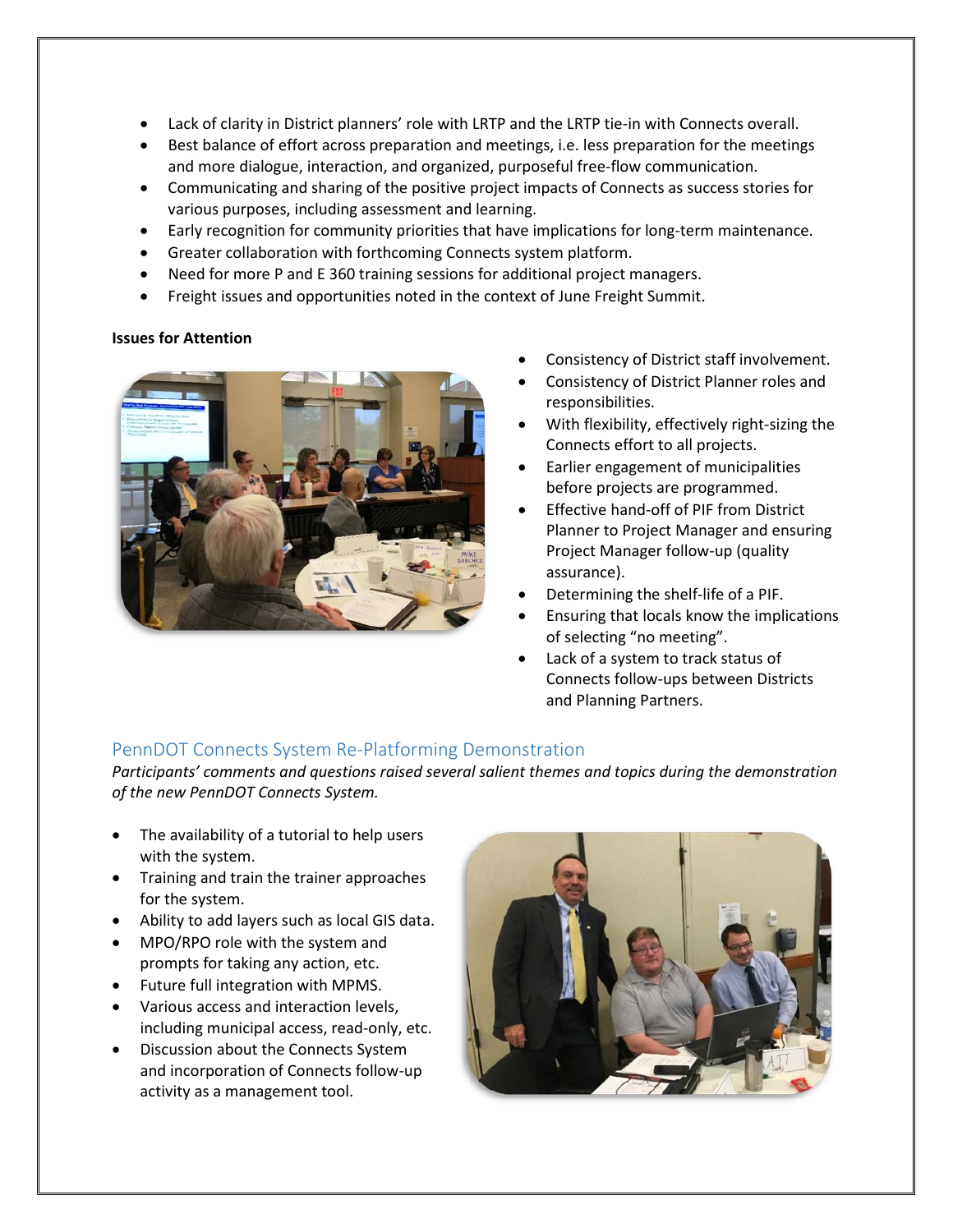- Lack of clarity in District planners' role with LRTP and the LRTP tie-in with Connects overall.
- Best balance of effort across preparation and meetings, i.e. less preparation for the meetings and more dialogue, interaction, and organized, purposeful free-flow communication.
- Communicating and sharing of the positive project impacts of Connects as success stories for various purposes, including assessment and learning.
- Early recognition for community priorities that have implications for long-term maintenance.
- Greater collaboration with forthcoming Connects system platform.
- Need for more P and E 360 training sessions for additional project managers.
- Freight issues and opportunities noted in the context of June Freight Summit.

**Issues for Attention**

- Consistency of District staff involvement.
- Consistency of District Planner roles and responsibilities.
- With flexibility, effectively right-sizing the Connects effort to all projects.
- Earlier engagement of municipalities before projects are programmed.
- Effective hand-off of PIF from District Planner to Project Manager and ensuring Project Manager follow-up (quality assurance).
- Determining the shelf-life of a PIF.
- Ensuring that locals know the implications of selecting "no meeting".
- Lack of a system to track status of Connects follow-ups between Districts and Planning Partners.

## PennDOT Connects System Re-Platforming Demonstration

*Participants' comments and questions raised several salient themes and topics during the demonstration of the new PennDOT Connects System.*

- The availability of a tutorial to help users with the system.
- Training and train the trainer approaches for the system.
- Ability to add layers such as local GIS data.
- MPO/RPO role with the system and prompts for taking any action, etc.
- Future full integration with MPMS.
- Various access and interaction levels, including municipal access, read-only, etc.
- Discussion about the Connects System and incorporation of Connects follow-up activity as a management tool.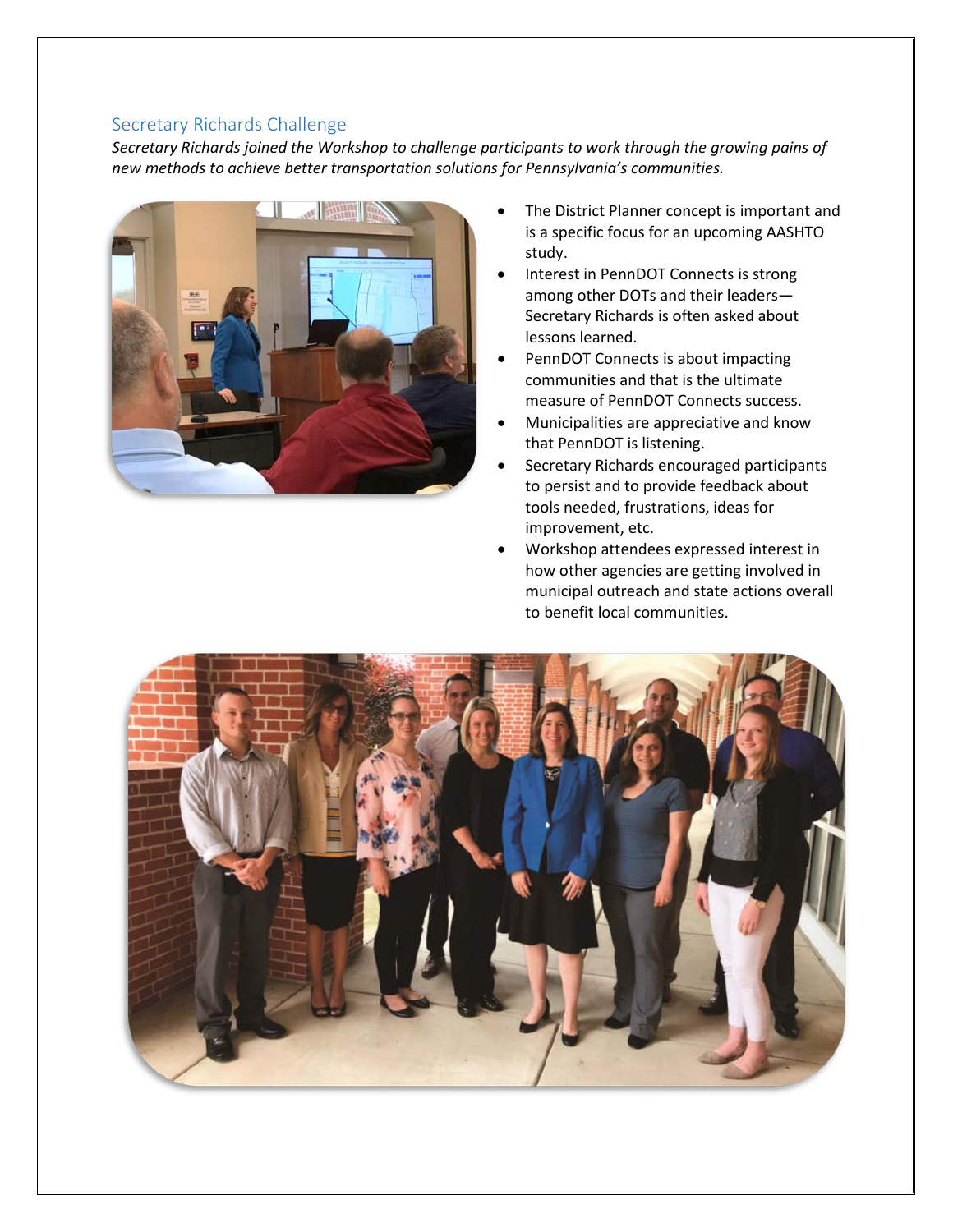## Secretary Richards Challenge

*Secretary Richards joined the Workshop to challenge participants to work through the growing pains of new methods to achieve better transportation solutions for Pennsylvania's communities.*

- The District Planner concept is important and is a specific focus for an upcoming AASHTO study.
- Interest in PennDOT Connects is strong among other DOTs and their leaders—Secretary Richards is often asked about lessons learned.
- PennDOT Connects is about impacting communities and that is the ultimate measure of PennDOT Connects success.
- Municipalities are appreciative and know that PennDOT is listening.
- Secretary Richards encouraged participants to persist and to provide feedback about tools needed, frustrations, ideas for improvement, etc.
- Workshop attendees expressed interest in how other agencies are getting involved in municipal outreach and state actions overall to benefit local communities.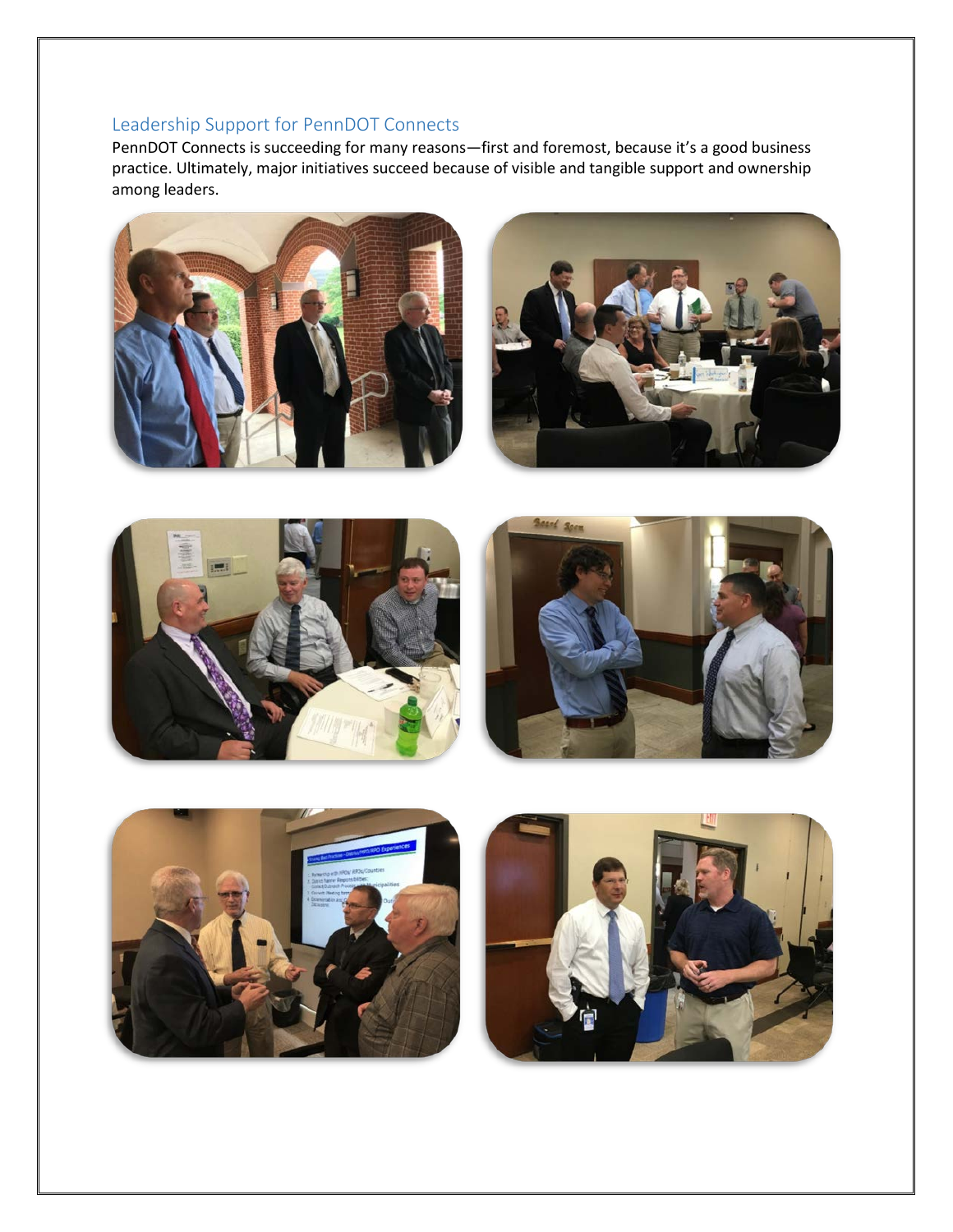## Leadership Support for PennDOT Connects

PennDOT Connects is succeeding for many reasons—first and foremost, because it's a good business practice. Ultimately, major initiatives succeed because of visible and tangible support and ownership among leaders.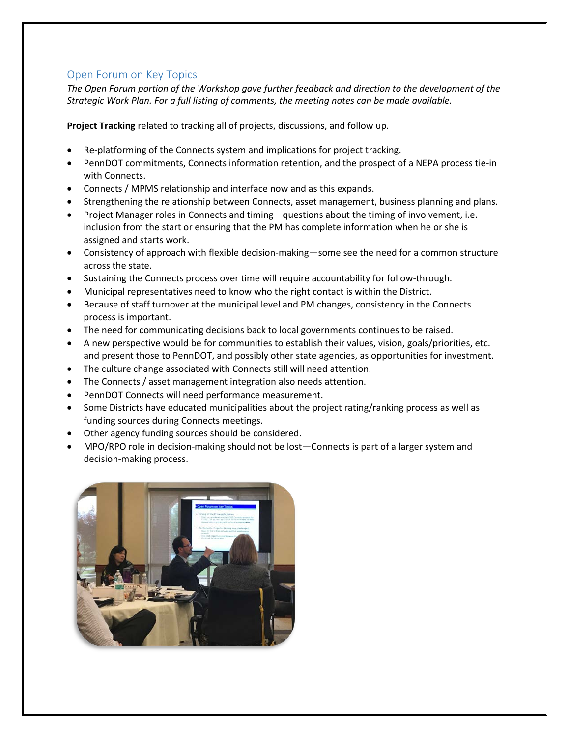## Open Forum on Key Topics

*The Open Forum portion of the Workshop gave further feedback and direction to the development of the Strategic Work Plan. For a full listing of comments, the meeting notes can be made available.*

**Project Tracking** related to tracking all of projects, discussions, and follow up.

- Re-platforming of the Connects system and implications for project tracking.
- PennDOT commitments, Connects information retention, and the prospect of a NEPA process tie-in with Connects.
- Connects / MPMS relationship and interface now and as this expands.
- Strengthening the relationship between Connects, asset management, business planning and plans.
- Project Manager roles in Connects and timing—questions about the timing of involvement, i.e. inclusion from the start or ensuring that the PM has complete information when he or she is assigned and starts work.
- Consistency of approach with flexible decision-making—some see the need for a common structure across the state.
- Sustaining the Connects process over time will require accountability for follow-through.
- Municipal representatives need to know who the right contact is within the District.
- Because of staff turnover at the municipal level and PM changes, consistency in the Connects process is important.
- The need for communicating decisions back to local governments continues to be raised.
- A new perspective would be for communities to establish their values, vision, goals/priorities, etc. and present those to PennDOT, and possibly other state agencies, as opportunities for investment.
- The culture change associated with Connects still will need attention.
- The Connects / asset management integration also needs attention.
- PennDOT Connects will need performance measurement.
- Some Districts have educated municipalities about the project rating/ranking process as well as funding sources during Connects meetings.
- Other agency funding sources should be considered.
- MPO/RPO role in decision-making should not be lost—Connects is part of a larger system and decision-making process.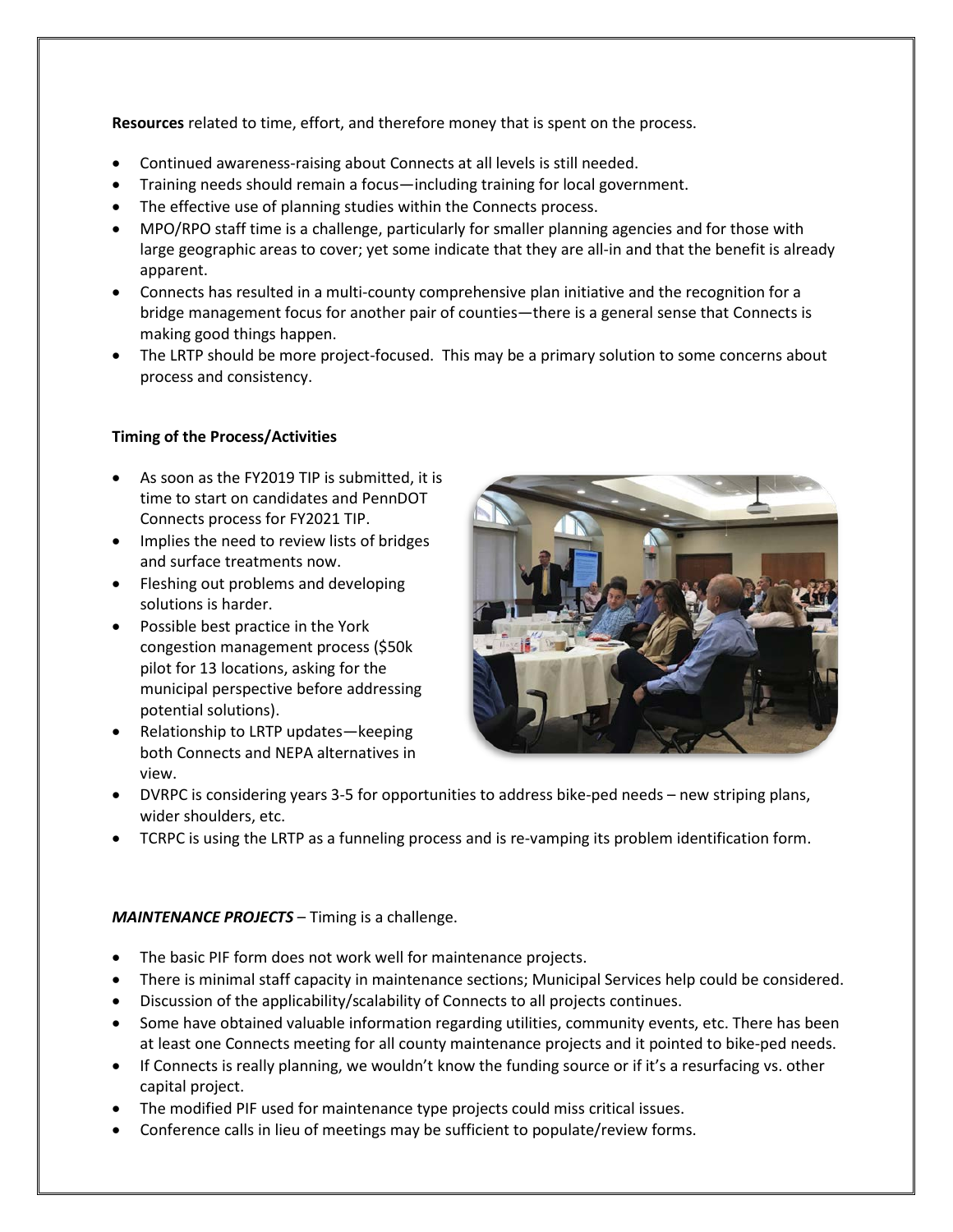**Resources** related to time, effort, and therefore money that is spent on the process.

- Continued awareness-raising about Connects at all levels is still needed.
- Training needs should remain a focus—including training for local government.
- The effective use of planning studies within the Connects process.
- MPO/RPO staff time is a challenge, particularly for smaller planning agencies and for those with large geographic areas to cover; yet some indicate that they are all-in and that the benefit is already apparent.
- Connects has resulted in a multi-county comprehensive plan initiative and the recognition for a bridge management focus for another pair of counties—there is a general sense that Connects is making good things happen.
- The LRTP should be more project-focused. This may be a primary solution to some concerns about process and consistency.

**Timing of the Process/Activities**

- As soon as the FY2019 TIP is submitted, it is time to start on candidates and PennDOT Connects process for FY2021 TIP.
- Implies the need to review lists of bridges and surface treatments now.
- Fleshing out problems and developing solutions is harder.
- Possible best practice in the York congestion management process ($50k pilot for 13 locations, asking for the municipal perspective before addressing potential solutions).
- Relationship to LRTP updates—keeping both Connects and NEPA alternatives in view.
- DVRPC is considering years 3-5 for opportunities to address bike-ped needs – new striping plans, wider shoulders, etc.
- TCRPC is using the LRTP as a funneling process and is re-vamping its problem identification form.

***MAINTENANCE PROJECTS*** – Timing is a challenge.

- The basic PIF form does not work well for maintenance projects.
- There is minimal staff capacity in maintenance sections; Municipal Services help could be considered.
- Discussion of the applicability/scalability of Connects to all projects continues.
- Some have obtained valuable information regarding utilities, community events, etc. There has been at least one Connects meeting for all county maintenance projects and it pointed to bike-ped needs.
- If Connects is really planning, we wouldn't know the funding source or if it's a resurfacing vs. other capital project.
- The modified PIF used for maintenance type projects could miss critical issues.
- Conference calls in lieu of meetings may be sufficient to populate/review forms.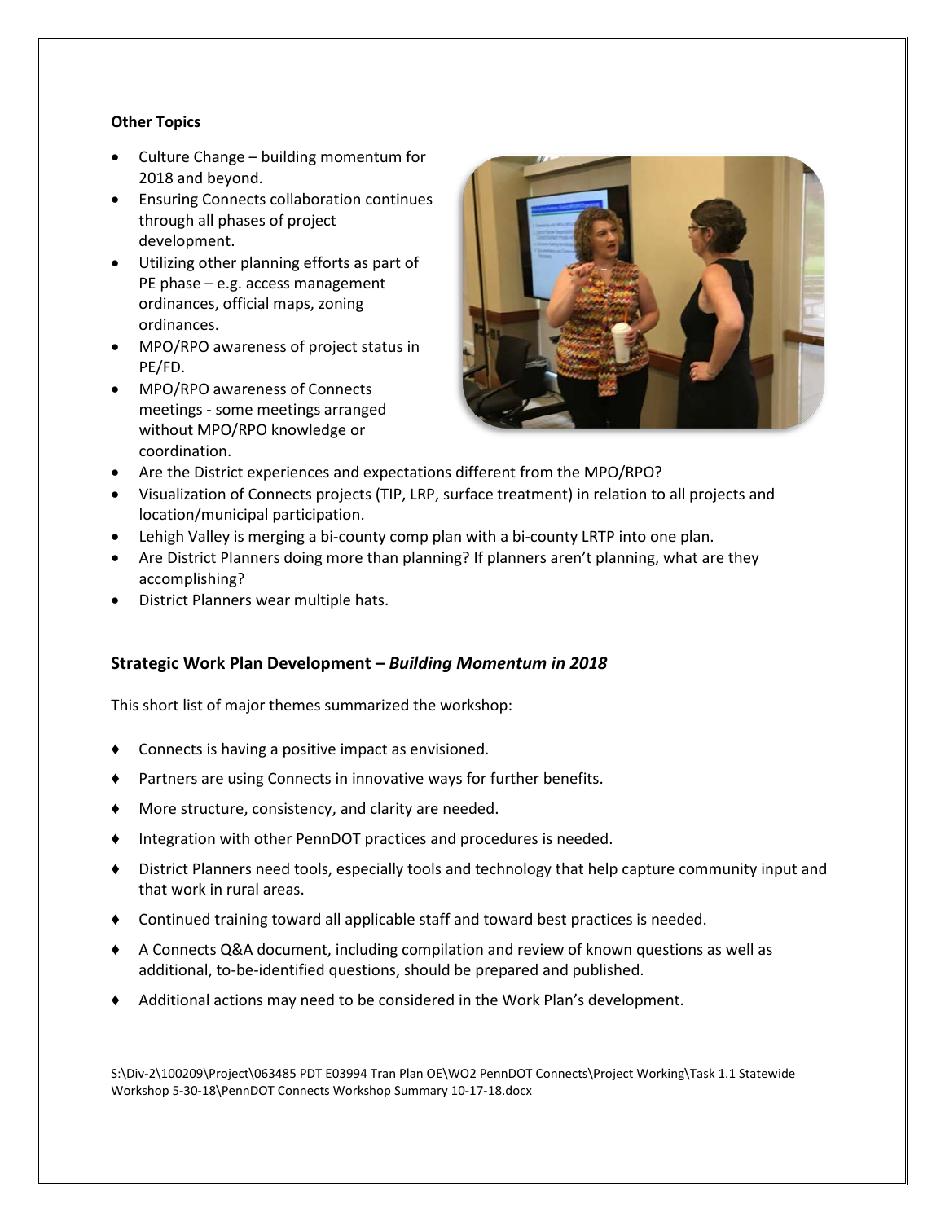**Other Topics**

- Culture Change – building momentum for 2018 and beyond.
- Ensuring Connects collaboration continues through all phases of project development.
- Utilizing other planning efforts as part of PE phase – e.g. access management ordinances, official maps, zoning ordinances.
- MPO/RPO awareness of project status in PE/FD.
- MPO/RPO awareness of Connects meetings - some meetings arranged without MPO/RPO knowledge or coordination.
- Are the District experiences and expectations different from the MPO/RPO?
- Visualization of Connects projects (TIP, LRP, surface treatment) in relation to all projects and location/municipal participation.
- Lehigh Valley is merging a bi-county comp plan with a bi-county LRTP into one plan.
- Are District Planners doing more than planning? If planners aren't planning, what are they accomplishing?
- District Planners wear multiple hats.

## Strategic Work Plan Development – *Building Momentum in 2018*

This short list of major themes summarized the workshop:

- Connects is having a positive impact as envisioned.
- Partners are using Connects in innovative ways for further benefits.
- More structure, consistency, and clarity are needed.
- Integration with other PennDOT practices and procedures is needed.
- District Planners need tools, especially tools and technology that help capture community input and that work in rural areas.
- Continued training toward all applicable staff and toward best practices is needed.
- A Connects Q&A document, including compilation and review of known questions as well as additional, to-be-identified questions, should be prepared and published.
- Additional actions may need to be considered in the Work Plan's development.

S:\Div-2\100209\Project\063485 PDT E03994 Tran Plan OE\WO2 PennDOT Connects\Project Working\Task 1.1 Statewide Workshop 5-30-18\PennDOT Connects Workshop Summary 10-17-18.docx